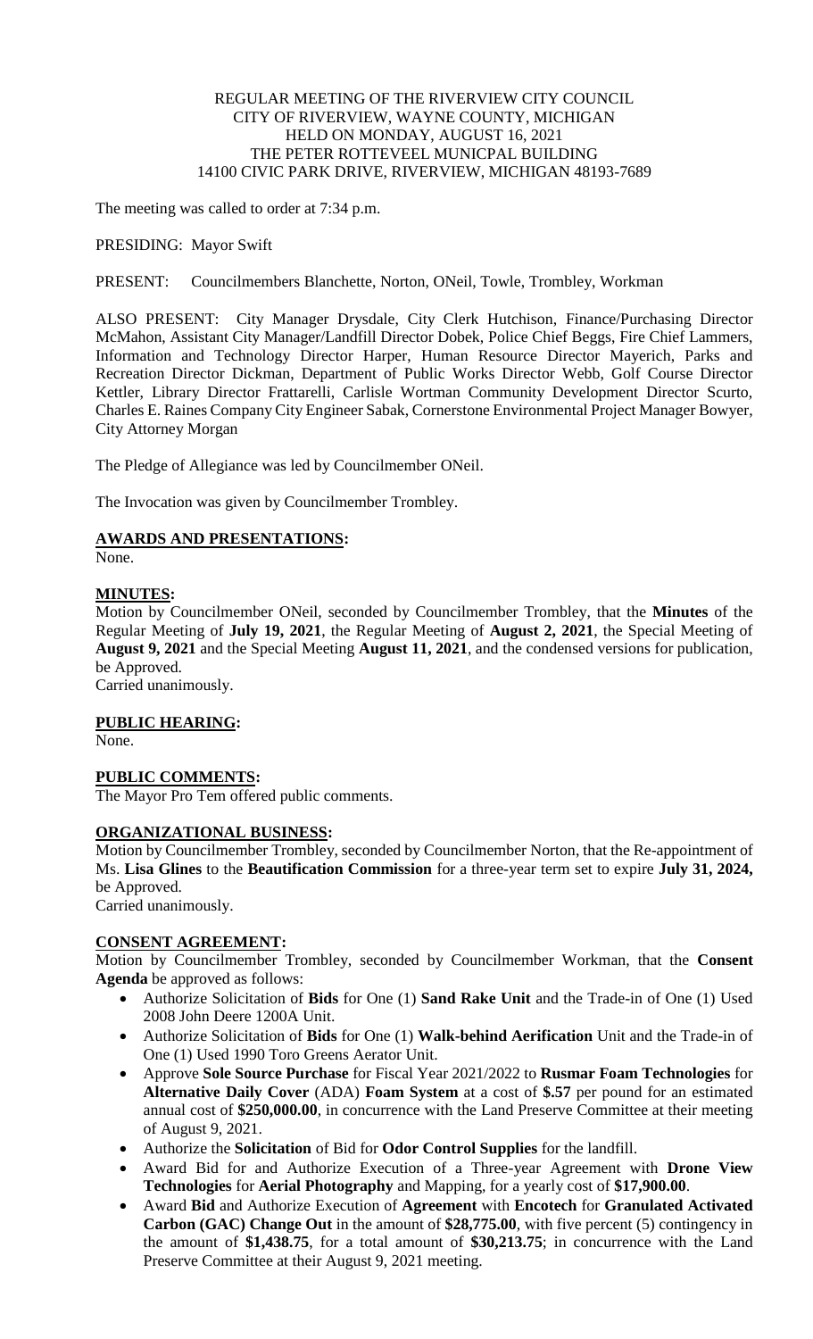REGULAR MEETING OF THE RIVERVIEW CITY COUNCIL
CITY OF RIVERVIEW, WAYNE COUNTY, MICHIGAN
HELD ON MONDAY, AUGUST 16, 2021
THE PETER ROTTEVEEL MUNICPAL BUILDING
14100 CIVIC PARK DRIVE, RIVERVIEW, MICHIGAN 48193-7689

The meeting was called to order at 7:34 p.m.

PRESIDING: Mayor Swift

PRESENT: Councilmembers Blanchette, Norton, ONeil, Towle, Trombley, Workman

ALSO PRESENT: City Manager Drysdale, City Clerk Hutchison, Finance/Purchasing Director McMahon, Assistant City Manager/Landfill Director Dobek, Police Chief Beggs, Fire Chief Lammers, Information and Technology Director Harper, Human Resource Director Mayerich, Parks and Recreation Director Dickman, Department of Public Works Director Webb, Golf Course Director Kettler, Library Director Frattarelli, Carlisle Wortman Community Development Director Scurto, Charles E. Raines Company City Engineer Sabak, Cornerstone Environmental Project Manager Bowyer, City Attorney Morgan

The Pledge of Allegiance was led by Councilmember ONeil.

The Invocation was given by Councilmember Trombley.

**AWARDS AND PRESENTATIONS:**

None.

**MINUTES:**

Motion by Councilmember ONeil, seconded by Councilmember Trombley, that the **Minutes** of the Regular Meeting of **July 19, 2021**, the Regular Meeting of **August 2, 2021**, the Special Meeting of **August 9, 2021** and the Special Meeting **August 11, 2021**, and the condensed versions for publication, be Approved.
Carried unanimously.

**PUBLIC HEARING:**

None.

**PUBLIC COMMENTS:**

The Mayor Pro Tem offered public comments.

**ORGANIZATIONAL BUSINESS:**

Motion by Councilmember Trombley, seconded by Councilmember Norton, that the Re-appointment of Ms. **Lisa Glines** to the **Beautification Commission** for a three-year term set to expire **July 31, 2024,** be Approved.
Carried unanimously.

**CONSENT AGREEMENT:**

Motion by Councilmember Trombley, seconded by Councilmember Workman, that the **Consent Agenda** be approved as follows:

- Authorize Solicitation of **Bids** for One (1) **Sand Rake Unit** and the Trade-in of One (1) Used 2008 John Deere 1200A Unit.
- Authorize Solicitation of **Bids** for One (1) **Walk-behind Aerification** Unit and the Trade-in of One (1) Used 1990 Toro Greens Aerator Unit.
- Approve **Sole Source Purchase** for Fiscal Year 2021/2022 to **Rusmar Foam Technologies** for **Alternative Daily Cover** (ADA) **Foam System** at a cost of **$.57** per pound for an estimated annual cost of **$250,000.00**, in concurrence with the Land Preserve Committee at their meeting of August 9, 2021.
- Authorize the **Solicitation** of Bid for **Odor Control Supplies** for the landfill.
- Award Bid for and Authorize Execution of a Three-year Agreement with **Drone View Technologies** for **Aerial Photography** and Mapping, for a yearly cost of **$17,900.00**.
- Award **Bid** and Authorize Execution of **Agreement** with **Encotech** for **Granulated Activated Carbon (GAC) Change Out** in the amount of **$28,775.00**, with five percent (5) contingency in the amount of **$1,438.75**, for a total amount of **$30,213.75**; in concurrence with the Land Preserve Committee at their August 9, 2021 meeting.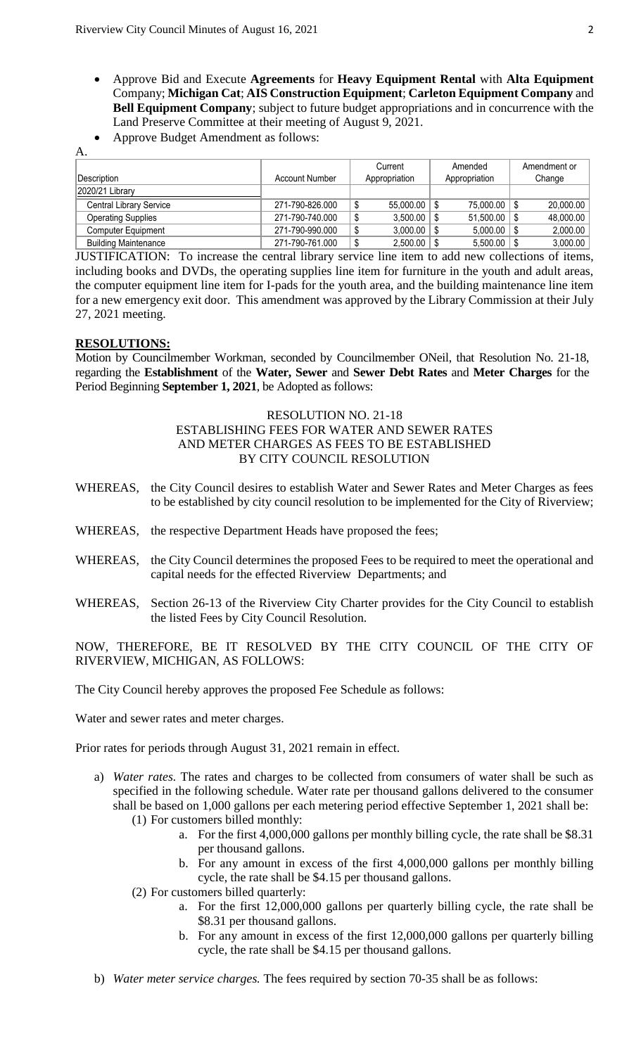- Approve Bid and Execute **Agreements** for **Heavy Equipment Rental** with **Alta Equipment** Company; **Michigan Cat**; **AIS Construction Equipment**; **Carleton Equipment Company** and **Bell Equipment Company**; subject to future budget appropriations and in concurrence with the Land Preserve Committee at their meeting of August 9, 2021.
- Approve Budget Amendment as follows:

A.

| Description | Account Number | Current Appropriation | Amended Appropriation | Amendment or Change |
|---|---|---|---|---|
| 2020/21 Library | | | | |
| Central Library Service | 271-790-826.000 | $ 55,000.00 | $ 75,000.00 | $ 20,000.00 |
| Operating Supplies | 271-790-740.000 | $ 3,500.00 | $ 51,500.00 | $ 48,000.00 |
| Computer Equipment | 271-790-990.000 | $ 3,000.00 | $ 5,000.00 | $ 2,000.00 |
| Building Maintenance | 271-790-761.000 | $ 2,500.00 | $ 5,500.00 | $ 3,000.00 |

JUSTIFICATION: To increase the central library service line item to add new collections of items, including books and DVDs, the operating supplies line item for furniture in the youth and adult areas, the computer equipment line item for I-pads for the youth area, and the building maintenance line item for a new emergency exit door. This amendment was approved by the Library Commission at their July 27, 2021 meeting.

## RESOLUTIONS:

Motion by Councilmember Workman, seconded by Councilmember ONeil, that Resolution No. 21-18, regarding the **Establishment** of the **Water, Sewer** and **Sewer Debt Rates** and **Meter Charges** for the Period Beginning **September 1, 2021**, be Adopted as follows:

RESOLUTION NO. 21-18
ESTABLISHING FEES FOR WATER AND SEWER RATES AND METER CHARGES AS FEES TO BE ESTABLISHED BY CITY COUNCIL RESOLUTION

WHEREAS, the City Council desires to establish Water and Sewer Rates and Meter Charges as fees to be established by city council resolution to be implemented for the City of Riverview;

WHEREAS, the respective Department Heads have proposed the fees;

WHEREAS, the City Council determines the proposed Fees to be required to meet the operational and capital needs for the effected Riverview Departments; and

WHEREAS, Section 26-13 of the Riverview City Charter provides for the City Council to establish the listed Fees by City Council Resolution.

NOW, THEREFORE, BE IT RESOLVED BY THE CITY COUNCIL OF THE CITY OF RIVERVIEW, MICHIGAN, AS FOLLOWS:

The City Council hereby approves the proposed Fee Schedule as follows:

Water and sewer rates and meter charges.

Prior rates for periods through August 31, 2021 remain in effect.

a) *Water rates.* The rates and charges to be collected from consumers of water shall be such as specified in the following schedule. Water rate per thousand gallons delivered to the consumer shall be based on 1,000 gallons per each metering period effective September 1, 2021 shall be:
   (1) For customers billed monthly:
      a. For the first 4,000,000 gallons per monthly billing cycle, the rate shall be $8.31 per thousand gallons.
      b. For any amount in excess of the first 4,000,000 gallons per monthly billing cycle, the rate shall be $4.15 per thousand gallons.
   (2) For customers billed quarterly:
      a. For the first 12,000,000 gallons per quarterly billing cycle, the rate shall be $8.31 per thousand gallons.
      b. For any amount in excess of the first 12,000,000 gallons per quarterly billing cycle, the rate shall be $4.15 per thousand gallons.

b) *Water meter service charges.* The fees required by section 70-35 shall be as follows: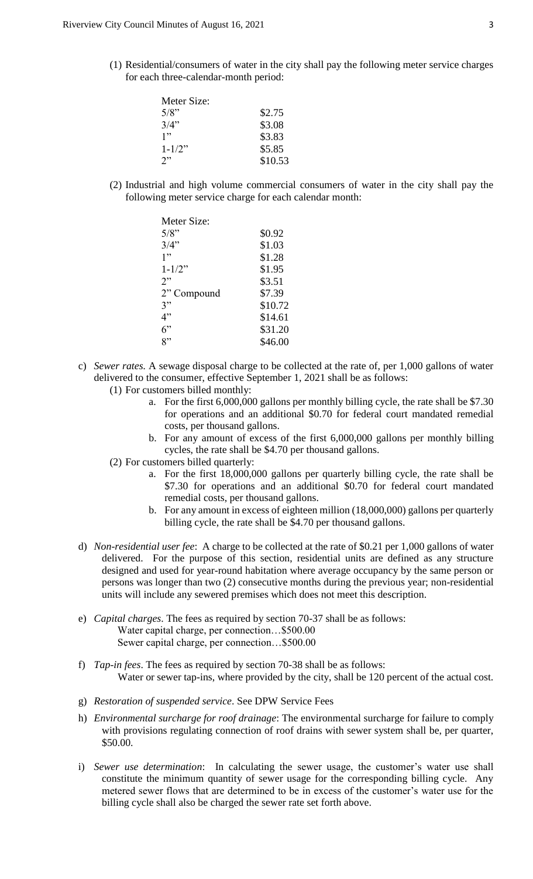(1) Residential/consumers of water in the city shall pay the following meter service charges for each three-calendar-month period:

| Meter Size: | |
|---|---|
| 5/8" | $2.75 |
| 3/4" | $3.08 |
| 1" | $3.83 |
| 1-1/2" | $5.85 |
| 2" | $10.53 |

(2) Industrial and high volume commercial consumers of water in the city shall pay the following meter service charge for each calendar month:

| Meter Size: | |
|---|---|
| 5/8" | $0.92 |
| 3/4" | $1.03 |
| 1" | $1.28 |
| 1-1/2" | $1.95 |
| 2" | $3.51 |
| 2" Compound | $7.39 |
| 3" | $10.72 |
| 4" | $14.61 |
| 6" | $31.20 |
| 8" | $46.00 |

c) *Sewer rates*. A sewage disposal charge to be collected at the rate of, per 1,000 gallons of water delivered to the consumer, effective September 1, 2021 shall be as follows:
   - (1) For customers billed monthly:
     - a. For the first 6,000,000 gallons per monthly billing cycle, the rate shall be $7.30 for operations and an additional $0.70 for federal court mandated remedial costs, per thousand gallons.
     - b. For any amount of excess of the first 6,000,000 gallons per monthly billing cycles, the rate shall be $4.70 per thousand gallons.
   - (2) For customers billed quarterly:
     - a. For the first 18,000,000 gallons per quarterly billing cycle, the rate shall be $7.30 for operations and an additional $0.70 for federal court mandated remedial costs, per thousand gallons.
     - b. For any amount in excess of eighteen million (18,000,000) gallons per quarterly billing cycle, the rate shall be $4.70 per thousand gallons.

d) *Non-residential user fee*: A charge to be collected at the rate of $0.21 per 1,000 gallons of water delivered. For the purpose of this section, residential units are defined as any structure designed and used for year-round habitation where average occupancy by the same person or persons was longer than two (2) consecutive months during the previous year; non-residential units will include any sewered premises which does not meet this description.

e) *Capital charges*. The fees as required by section 70-37 shall be as follows:
   Water capital charge, per connection…$500.00
   Sewer capital charge, per connection…$500.00

f) *Tap-in fees*. The fees as required by section 70-38 shall be as follows:
   Water or sewer tap-ins, where provided by the city, shall be 120 percent of the actual cost.

g) *Restoration of suspended service*. See DPW Service Fees

h) *Environmental surcharge for roof drainage*: The environmental surcharge for failure to comply with provisions regulating connection of roof drains with sewer system shall be, per quarter, $50.00.

i) *Sewer use determination*: In calculating the sewer usage, the customer's water use shall constitute the minimum quantity of sewer usage for the corresponding billing cycle. Any metered sewer flows that are determined to be in excess of the customer's water use for the billing cycle shall also be charged the sewer rate set forth above.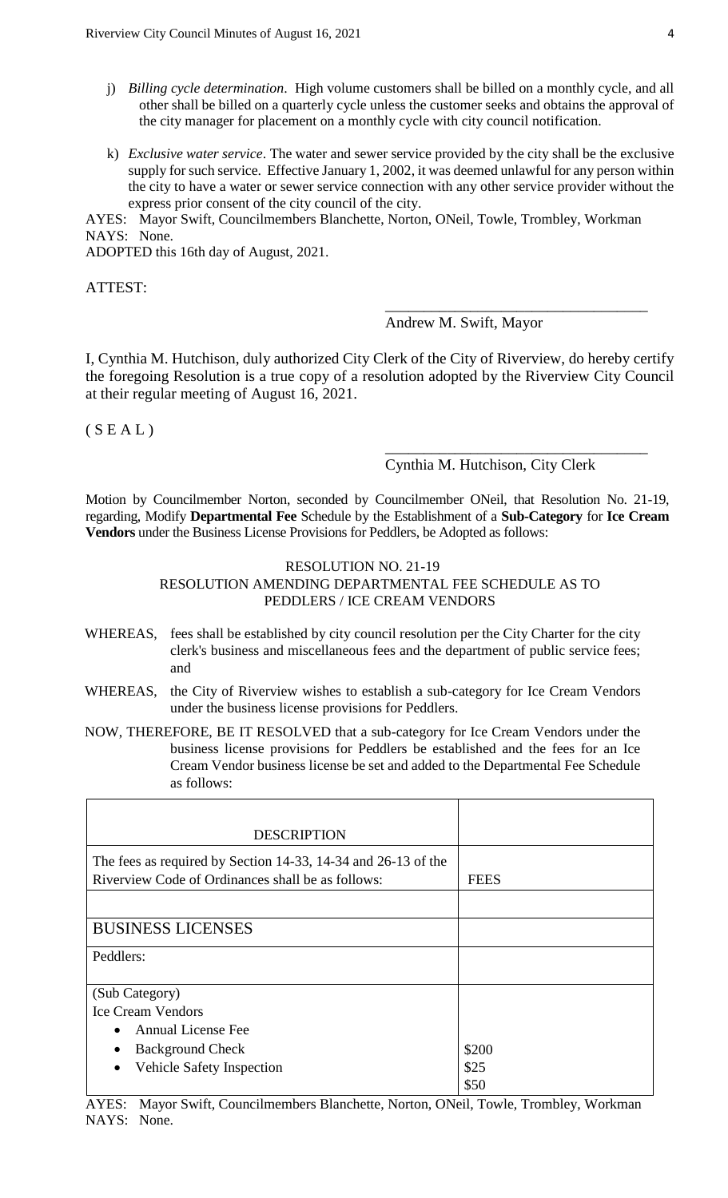j) *Billing cycle determination*. High volume customers shall be billed on a monthly cycle, and all other shall be billed on a quarterly cycle unless the customer seeks and obtains the approval of the city manager for placement on a monthly cycle with city council notification.

k) *Exclusive water service*. The water and sewer service provided by the city shall be the exclusive supply for such service. Effective January 1, 2002, it was deemed unlawful for any person within the city to have a water or sewer service connection with any other service provider without the express prior consent of the city council of the city.

AYES: Mayor Swift, Councilmembers Blanchette, Norton, ONeil, Towle, Trombley, Workman
NAYS: None.
ADOPTED this 16th day of August, 2021.

ATTEST:

\_\_\_\_\_\_\_\_\_\_\_\_\_\_\_\_\_\_\_\_\_\_\_\_\_\_\_\_\_\_\_\_\_\_\_
Andrew M. Swift, Mayor

I, Cynthia M. Hutchison, duly authorized City Clerk of the City of Riverview, do hereby certify the foregoing Resolution is a true copy of a resolution adopted by the Riverview City Council at their regular meeting of August 16, 2021.

( S E A L )

\_\_\_\_\_\_\_\_\_\_\_\_\_\_\_\_\_\_\_\_\_\_\_\_\_\_\_\_\_\_\_\_\_\_\_
Cynthia M. Hutchison, City Clerk

Motion by Councilmember Norton, seconded by Councilmember ONeil, that Resolution No. 21-19, regarding, Modify **Departmental Fee** Schedule by the Establishment of a **Sub-Category** for **Ice Cream Vendors** under the Business License Provisions for Peddlers, be Adopted as follows:

RESOLUTION NO. 21-19
RESOLUTION AMENDING DEPARTMENTAL FEE SCHEDULE AS TO PEDDLERS / ICE CREAM VENDORS

WHEREAS, fees shall be established by city council resolution per the City Charter for the city clerk's business and miscellaneous fees and the department of public service fees; and

WHEREAS, the City of Riverview wishes to establish a sub-category for Ice Cream Vendors under the business license provisions for Peddlers.

NOW, THEREFORE, BE IT RESOLVED that a sub-category for Ice Cream Vendors under the business license provisions for Peddlers be established and the fees for an Ice Cream Vendor business license be set and added to the Departmental Fee Schedule as follows:

| DESCRIPTION | |
|---|---|
| The fees as required by Section 14-33, 14-34 and 26-13 of the Riverview Code of Ordinances shall be as follows: | FEES |
| | |
| BUSINESS LICENSES | |
| Peddlers: | |
| (Sub Category)<br>Ice Cream Vendors<br>• Annual License Fee<br>• Background Check<br>• Vehicle Safety Inspection | <br><br>\$200<br>\$25<br>\$50 |

AYES: Mayor Swift, Councilmembers Blanchette, Norton, ONeil, Towle, Trombley, Workman
NAYS: None.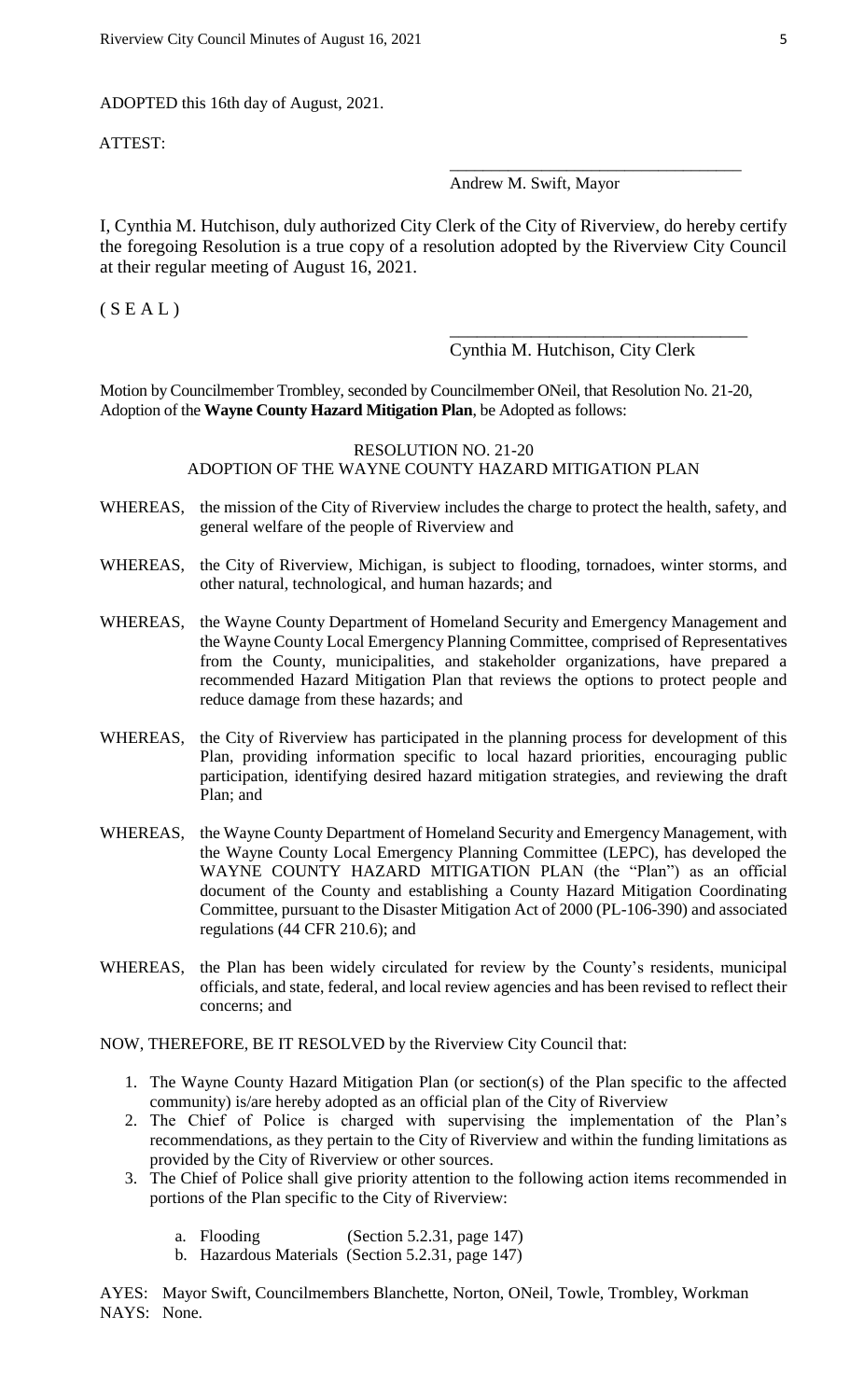ADOPTED this 16th day of August, 2021.

ATTEST:

\_\_\_\_\_\_\_\_\_\_\_\_\_\_\_\_\_\_\_\_\_\_\_\_\_\_\_\_\_\_\_\_\_\_

Andrew M. Swift, Mayor

I, Cynthia M. Hutchison, duly authorized City Clerk of the City of Riverview, do hereby certify the foregoing Resolution is a true copy of a resolution adopted by the Riverview City Council at their regular meeting of August 16, 2021.

( S E A L )

\_\_\_\_\_\_\_\_\_\_\_\_\_\_\_\_\_\_\_\_\_\_\_\_\_\_\_\_\_\_\_\_\_\_

Cynthia M. Hutchison, City Clerk

Motion by Councilmember Trombley, seconded by Councilmember ONeil, that Resolution No. 21-20, Adoption of the **Wayne County Hazard Mitigation Plan**, be Adopted as follows:

RESOLUTION NO. 21-20
ADOPTION OF THE WAYNE COUNTY HAZARD MITIGATION PLAN

WHEREAS, the mission of the City of Riverview includes the charge to protect the health, safety, and general welfare of the people of Riverview and

WHEREAS, the City of Riverview, Michigan, is subject to flooding, tornadoes, winter storms, and other natural, technological, and human hazards; and

WHEREAS, the Wayne County Department of Homeland Security and Emergency Management and the Wayne County Local Emergency Planning Committee, comprised of Representatives from the County, municipalities, and stakeholder organizations, have prepared a recommended Hazard Mitigation Plan that reviews the options to protect people and reduce damage from these hazards; and

WHEREAS, the City of Riverview has participated in the planning process for development of this Plan, providing information specific to local hazard priorities, encouraging public participation, identifying desired hazard mitigation strategies, and reviewing the draft Plan; and

WHEREAS, the Wayne County Department of Homeland Security and Emergency Management, with the Wayne County Local Emergency Planning Committee (LEPC), has developed the WAYNE COUNTY HAZARD MITIGATION PLAN (the "Plan") as an official document of the County and establishing a County Hazard Mitigation Coordinating Committee, pursuant to the Disaster Mitigation Act of 2000 (PL-106-390) and associated regulations (44 CFR 210.6); and

WHEREAS, the Plan has been widely circulated for review by the County's residents, municipal officials, and state, federal, and local review agencies and has been revised to reflect their concerns; and

NOW, THEREFORE, BE IT RESOLVED by the Riverview City Council that:

1. The Wayne County Hazard Mitigation Plan (or section(s) of the Plan specific to the affected community) is/are hereby adopted as an official plan of the City of Riverview
2. The Chief of Police is charged with supervising the implementation of the Plan's recommendations, as they pertain to the City of Riverview and within the funding limitations as provided by the City of Riverview or other sources.
3. The Chief of Police shall give priority attention to the following action items recommended in portions of the Plan specific to the City of Riverview:
   a. Flooding (Section 5.2.31, page 147)
   b. Hazardous Materials (Section 5.2.31, page 147)

AYES: Mayor Swift, Councilmembers Blanchette, Norton, ONeil, Towle, Trombley, Workman
NAYS: None.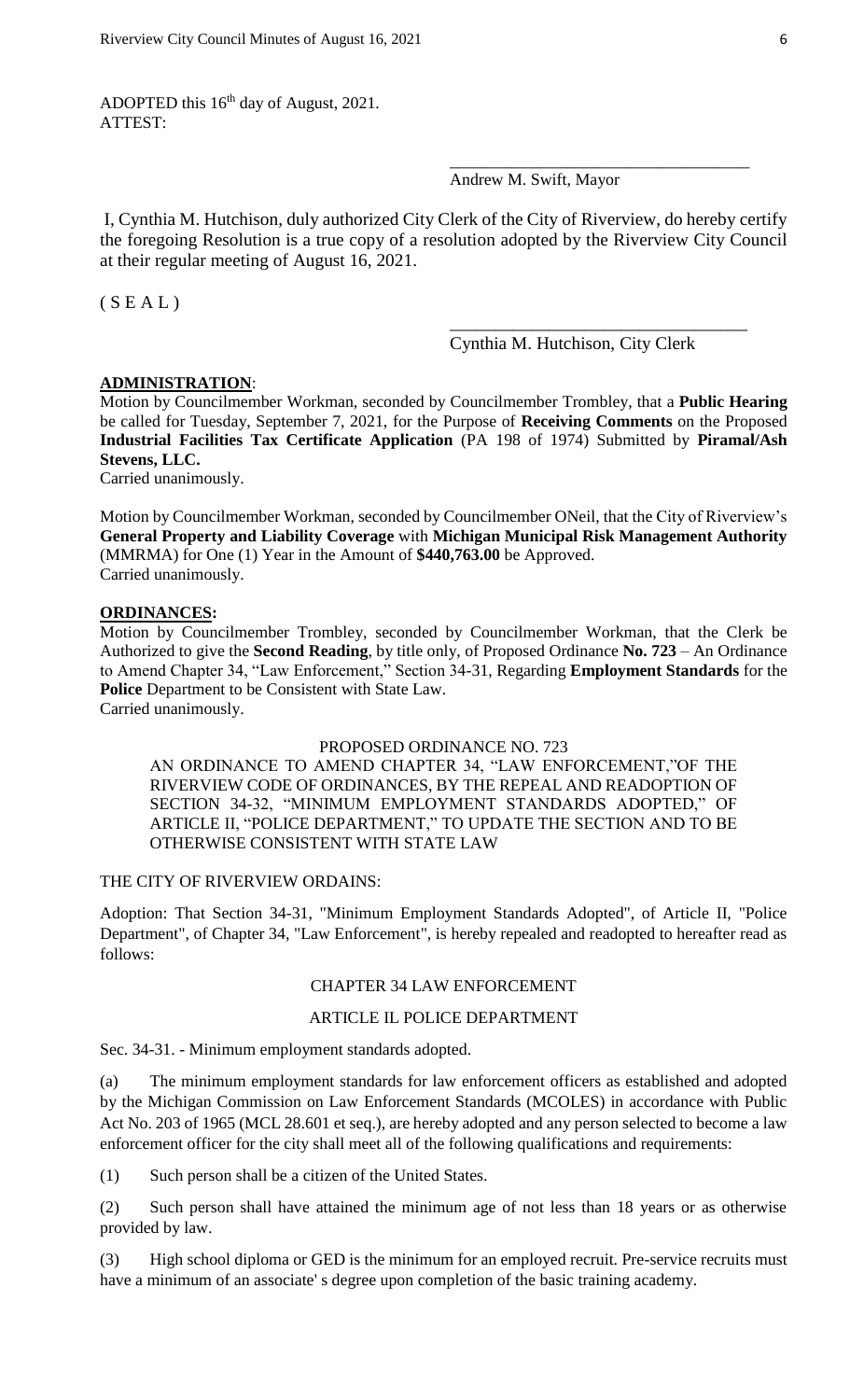ADOPTED this 16th day of August, 2021.
ATTEST:

\_\_\_\_\_\_\_\_\_\_\_\_\_\_\_\_\_\_\_\_\_\_\_\_\_\_\_\_\_\_\_\_\_\_\_
Andrew M. Swift, Mayor

I, Cynthia M. Hutchison, duly authorized City Clerk of the City of Riverview, do hereby certify the foregoing Resolution is a true copy of a resolution adopted by the Riverview City Council at their regular meeting of August 16, 2021.

( S E A L )

\_\_\_\_\_\_\_\_\_\_\_\_\_\_\_\_\_\_\_\_\_\_\_\_\_\_\_\_\_\_\_\_\_\_\_
Cynthia M. Hutchison, City Clerk

**ADMINISTRATION**:

Motion by Councilmember Workman, seconded by Councilmember Trombley, that a **Public Hearing** be called for Tuesday, September 7, 2021, for the Purpose of **Receiving Comments** on the Proposed **Industrial Facilities Tax Certificate Application** (PA 198 of 1974) Submitted by **Piramal/Ash Stevens, LLC.**
Carried unanimously.

Motion by Councilmember Workman, seconded by Councilmember ONeil, that the City of Riverview's **General Property and Liability Coverage** with **Michigan Municipal Risk Management Authority** (MMRMA) for One (1) Year in the Amount of **$440,763.00** be Approved.
Carried unanimously.

**ORDINANCES:**

Motion by Councilmember Trombley, seconded by Councilmember Workman, that the Clerk be Authorized to give the **Second Reading**, by title only, of Proposed Ordinance **No. 723** – An Ordinance to Amend Chapter 34, "Law Enforcement," Section 34-31, Regarding **Employment Standards** for the **Police** Department to be Consistent with State Law.
Carried unanimously.

PROPOSED ORDINANCE NO. 723

AN ORDINANCE TO AMEND CHAPTER 34, "LAW ENFORCEMENT,"OF THE RIVERVIEW CODE OF ORDINANCES, BY THE REPEAL AND READOPTION OF SECTION 34-32, "MINIMUM EMPLOYMENT STANDARDS ADOPTED," OF ARTICLE II, "POLICE DEPARTMENT," TO UPDATE THE SECTION AND TO BE OTHERWISE CONSISTENT WITH STATE LAW

THE CITY OF RIVERVIEW ORDAINS:

Adoption: That Section 34-31, "Minimum Employment Standards Adopted", of Article II, "Police Department", of Chapter 34, "Law Enforcement", is hereby repealed and readopted to hereafter read as follows:

CHAPTER 34 LAW ENFORCEMENT

ARTICLE IL POLICE DEPARTMENT

Sec. 34-31. - Minimum employment standards adopted.

(a) The minimum employment standards for law enforcement officers as established and adopted by the Michigan Commission on Law Enforcement Standards (MCOLES) in accordance with Public Act No. 203 of 1965 (MCL 28.601 et seq.), are hereby adopted and any person selected to become a law enforcement officer for the city shall meet all of the following qualifications and requirements:

(1) Such person shall be a citizen of the United States.

(2) Such person shall have attained the minimum age of not less than 18 years or as otherwise provided by law.

(3) High school diploma or GED is the minimum for an employed recruit. Pre-service recruits must have a minimum of an associate' s degree upon completion of the basic training academy.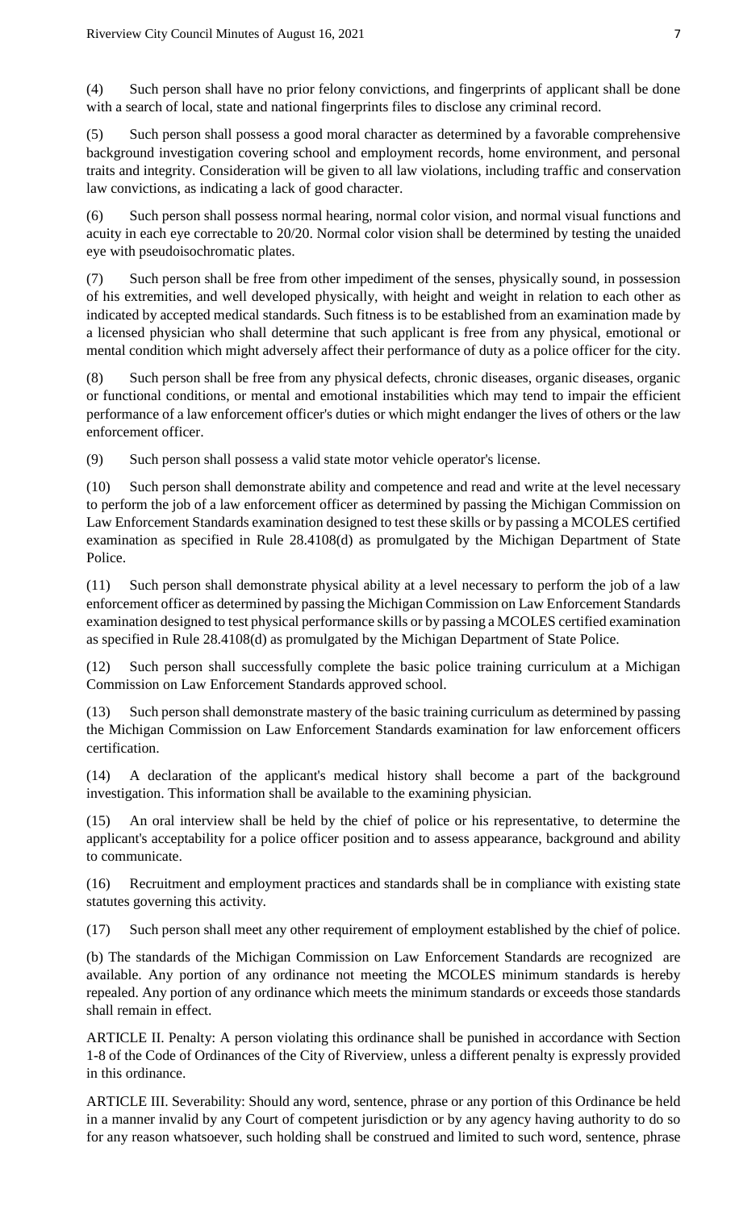(4) Such person shall have no prior felony convictions, and fingerprints of applicant shall be done with a search of local, state and national fingerprints files to disclose any criminal record.

(5) Such person shall possess a good moral character as determined by a favorable comprehensive background investigation covering school and employment records, home environment, and personal traits and integrity. Consideration will be given to all law violations, including traffic and conservation law convictions, as indicating a lack of good character.

(6) Such person shall possess normal hearing, normal color vision, and normal visual functions and acuity in each eye correctable to 20/20. Normal color vision shall be determined by testing the unaided eye with pseudoisochromatic plates.

(7) Such person shall be free from other impediment of the senses, physically sound, in possession of his extremities, and well developed physically, with height and weight in relation to each other as indicated by accepted medical standards. Such fitness is to be established from an examination made by a licensed physician who shall determine that such applicant is free from any physical, emotional or mental condition which might adversely affect their performance of duty as a police officer for the city.

(8) Such person shall be free from any physical defects, chronic diseases, organic diseases, organic or functional conditions, or mental and emotional instabilities which may tend to impair the efficient performance of a law enforcement officer's duties or which might endanger the lives of others or the law enforcement officer.

(9) Such person shall possess a valid state motor vehicle operator's license.

(10) Such person shall demonstrate ability and competence and read and write at the level necessary to perform the job of a law enforcement officer as determined by passing the Michigan Commission on Law Enforcement Standards examination designed to test these skills or by passing a MCOLES certified examination as specified in Rule 28.4108(d) as promulgated by the Michigan Department of State Police.

(11) Such person shall demonstrate physical ability at a level necessary to perform the job of a law enforcement officer as determined by passing the Michigan Commission on Law Enforcement Standards examination designed to test physical performance skills or by passing a MCOLES certified examination as specified in Rule 28.4108(d) as promulgated by the Michigan Department of State Police.

(12) Such person shall successfully complete the basic police training curriculum at a Michigan Commission on Law Enforcement Standards approved school.

(13) Such person shall demonstrate mastery of the basic training curriculum as determined by passing the Michigan Commission on Law Enforcement Standards examination for law enforcement officers certification.

(14) A declaration of the applicant's medical history shall become a part of the background investigation. This information shall be available to the examining physician.

(15) An oral interview shall be held by the chief of police or his representative, to determine the applicant's acceptability for a police officer position and to assess appearance, background and ability to communicate.

(16) Recruitment and employment practices and standards shall be in compliance with existing state statutes governing this activity.

(17) Such person shall meet any other requirement of employment established by the chief of police.

(b) The standards of the Michigan Commission on Law Enforcement Standards are recognized are available. Any portion of any ordinance not meeting the MCOLES minimum standards is hereby repealed. Any portion of any ordinance which meets the minimum standards or exceeds those standards shall remain in effect.

ARTICLE II. Penalty: A person violating this ordinance shall be punished in accordance with Section 1-8 of the Code of Ordinances of the City of Riverview, unless a different penalty is expressly provided in this ordinance.

ARTICLE III. Severability: Should any word, sentence, phrase or any portion of this Ordinance be held in a manner invalid by any Court of competent jurisdiction or by any agency having authority to do so for any reason whatsoever, such holding shall be construed and limited to such word, sentence, phrase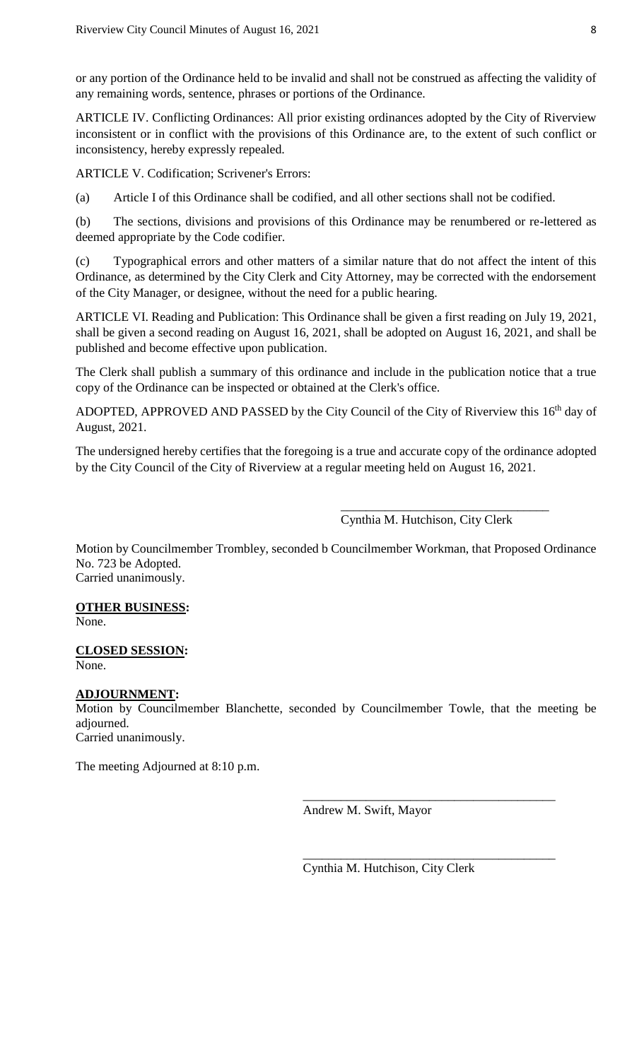or any portion of the Ordinance held to be invalid and shall not be construed as affecting the validity of any remaining words, sentence, phrases or portions of the Ordinance.

ARTICLE IV. Conflicting Ordinances: All prior existing ordinances adopted by the City of Riverview inconsistent or in conflict with the provisions of this Ordinance are, to the extent of such conflict or inconsistency, hereby expressly repealed.

ARTICLE V. Codification; Scrivener's Errors:

(a) Article I of this Ordinance shall be codified, and all other sections shall not be codified.

(b) The sections, divisions and provisions of this Ordinance may be renumbered or re-lettered as deemed appropriate by the Code codifier.

(c) Typographical errors and other matters of a similar nature that do not affect the intent of this Ordinance, as determined by the City Clerk and City Attorney, may be corrected with the endorsement of the City Manager, or designee, without the need for a public hearing.

ARTICLE VI. Reading and Publication: This Ordinance shall be given a first reading on July 19, 2021, shall be given a second reading on August 16, 2021, shall be adopted on August 16, 2021, and shall be published and become effective upon publication.

The Clerk shall publish a summary of this ordinance and include in the publication notice that a true copy of the Ordinance can be inspected or obtained at the Clerk's office.

ADOPTED, APPROVED AND PASSED by the City Council of the City of Riverview this 16th day of August, 2021.

The undersigned hereby certifies that the foregoing is a true and accurate copy of the ordinance adopted by the City Council of the City of Riverview at a regular meeting held on August 16, 2021.

\_\_\_\_\_\_\_\_\_\_\_\_\_\_\_\_\_\_\_\_\_\_\_\_\_\_\_\_\_\_\_\_\_\_

Cynthia M. Hutchison, City Clerk

Motion by Councilmember Trombley, seconded b Councilmember Workman, that Proposed Ordinance No. 723 be Adopted.
Carried unanimously.

**OTHER BUSINESS:**
None.

**CLOSED SESSION:**
None.

**ADJOURNMENT:**
Motion by Councilmember Blanchette, seconded by Councilmember Towle, that the meeting be adjourned.
Carried unanimously.

The meeting Adjourned at 8:10 p.m.

\_\_\_\_\_\_\_\_\_\_\_\_\_\_\_\_\_\_\_\_\_\_\_\_\_\_\_\_\_\_\_\_\_\_\_\_\_\_\_\_

Andrew M. Swift, Mayor

\_\_\_\_\_\_\_\_\_\_\_\_\_\_\_\_\_\_\_\_\_\_\_\_\_\_\_\_\_\_\_\_\_\_\_\_\_\_\_\_

Cynthia M. Hutchison, City Clerk